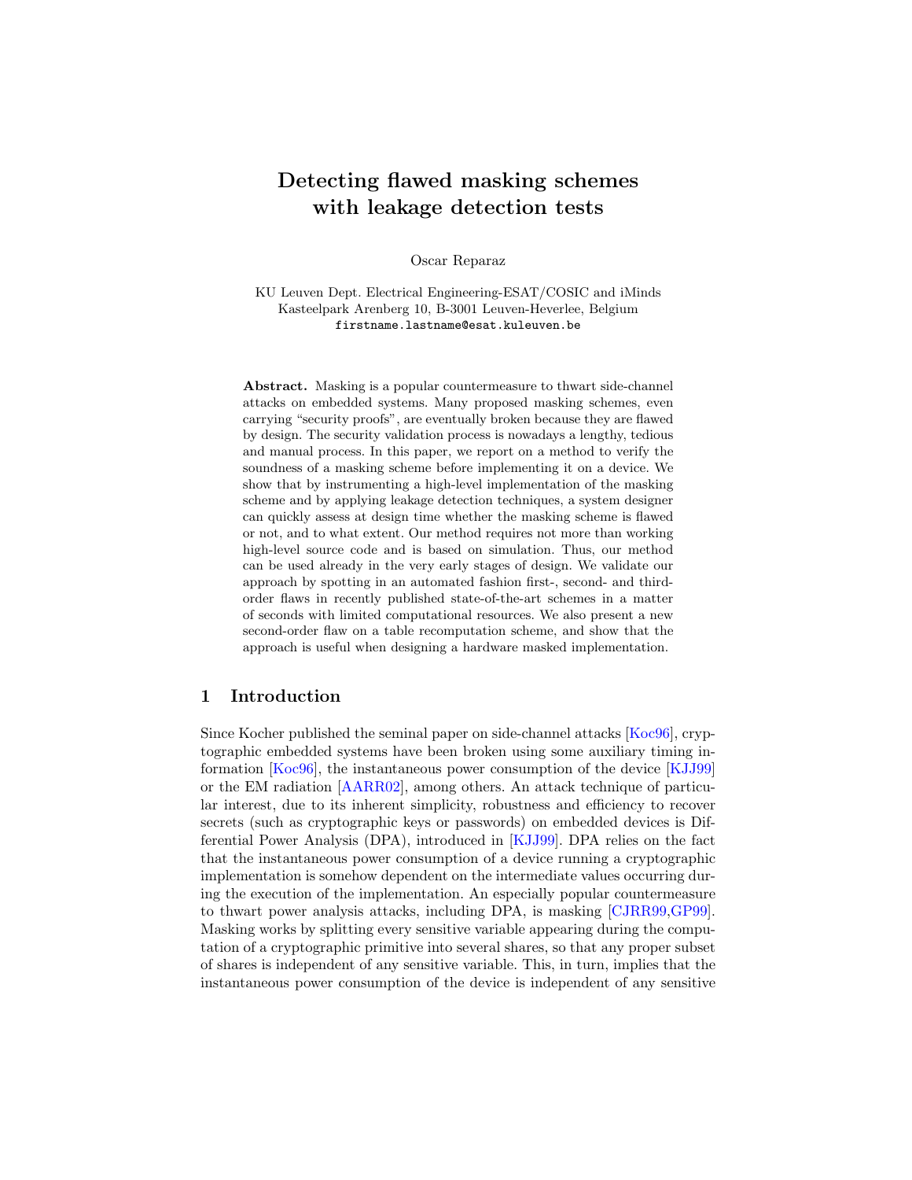# Detecting flawed masking schemes with leakage detection tests

Oscar Reparaz

KU Leuven Dept. Electrical Engineering-ESAT/COSIC and iMinds
Kasteelpark Arenberg 10, B-3001 Leuven-Heverlee, Belgium
`firstname.lastname@esat.kuleuven.be`

**Abstract.** Masking is a popular countermeasure to thwart side-channel attacks on embedded systems. Many proposed masking schemes, even carrying "security proofs", are eventually broken because they are flawed by design. The security validation process is nowadays a lengthy, tedious and manual process. In this paper, we report on a method to verify the soundness of a masking scheme before implementing it on a device. We show that by instrumenting a high-level implementation of the masking scheme and by applying leakage detection techniques, a system designer can quickly assess at design time whether the masking scheme is flawed or not, and to what extent. Our method requires not more than working high-level source code and is based on simulation. Thus, our method can be used already in the very early stages of design. We validate our approach by spotting in an automated fashion first-, second- and third-order flaws in recently published state-of-the-art schemes in a matter of seconds with limited computational resources. We also present a new second-order flaw on a table recomputation scheme, and show that the approach is useful when designing a hardware masked implementation.

## 1 Introduction

Since Kocher published the seminal paper on side-channel attacks [Koc96], cryptographic embedded systems have been broken using some auxiliary timing information [Koc96], the instantaneous power consumption of the device [KJJ99] or the EM radiation [AARR02], among others. An attack technique of particular interest, due to its inherent simplicity, robustness and efficiency to recover secrets (such as cryptographic keys or passwords) on embedded devices is Differential Power Analysis (DPA), introduced in [KJJ99]. DPA relies on the fact that the instantaneous power consumption of a device running a cryptographic implementation is somehow dependent on the intermediate values occurring during the execution of the implementation. An especially popular countermeasure to thwart power analysis attacks, including DPA, is masking [CJRR99,GP99]. Masking works by splitting every sensitive variable appearing during the computation of a cryptographic primitive into several shares, so that any proper subset of shares is independent of any sensitive variable. This, in turn, implies that the instantaneous power consumption of the device is independent of any sensitive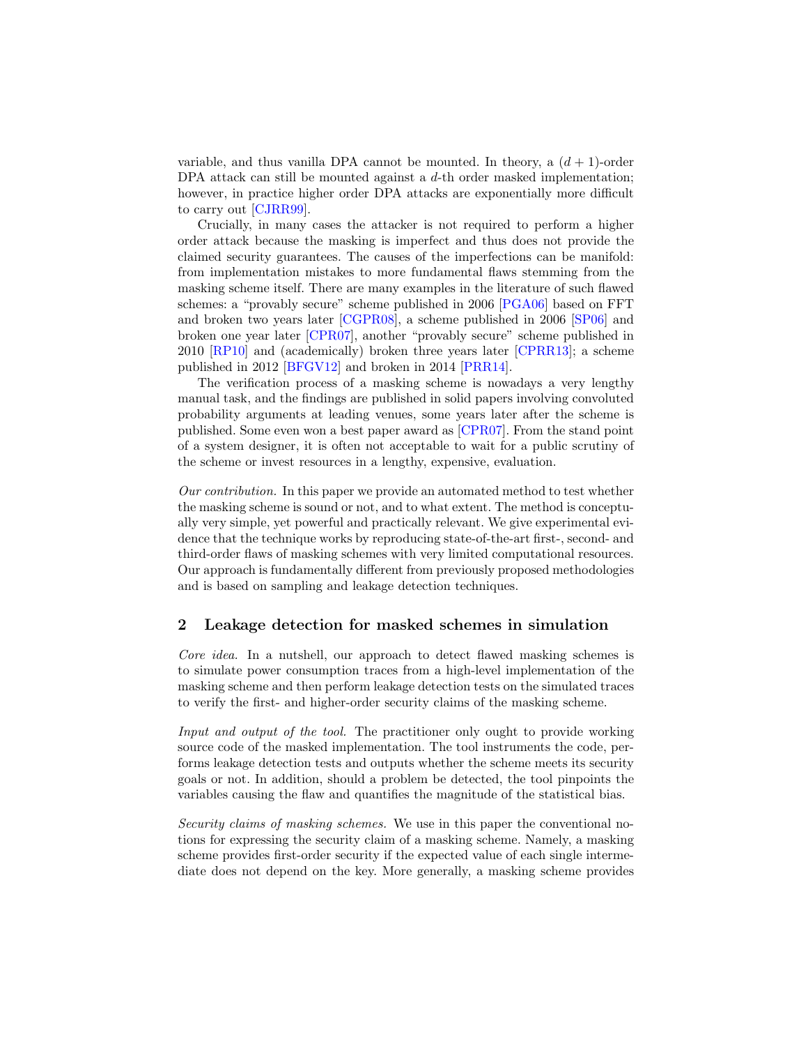variable, and thus vanilla DPA cannot be mounted. In theory, a $(d+1)$-order DPA attack can still be mounted against a $d$-th order masked implementation; however, in practice higher order DPA attacks are exponentially more difficult to carry out [CJRR99].

Crucially, in many cases the attacker is not required to perform a higher order attack because the masking is imperfect and thus does not provide the claimed security guarantees. The causes of the imperfections can be manifold: from implementation mistakes to more fundamental flaws stemming from the masking scheme itself. There are many examples in the literature of such flawed schemes: a "provably secure" scheme published in 2006 [PGA06] based on FFT and broken two years later [CGPR08], a scheme published in 2006 [SP06] and broken one year later [CPR07], another "provably secure" scheme published in 2010 [RP10] and (academically) broken three years later [CPRR13]; a scheme published in 2012 [BFGV12] and broken in 2014 [PRR14].

The verification process of a masking scheme is nowadays a very lengthy manual task, and the findings are published in solid papers involving convoluted probability arguments at leading venues, some years later after the scheme is published. Some even won a best paper award as [CPR07]. From the stand point of a system designer, it is often not acceptable to wait for a public scrutiny of the scheme or invest resources in a lengthy, expensive, evaluation.

*Our contribution.* In this paper we provide an automated method to test whether the masking scheme is sound or not, and to what extent. The method is conceptually very simple, yet powerful and practically relevant. We give experimental evidence that the technique works by reproducing state-of-the-art first-, second- and third-order flaws of masking schemes with very limited computational resources. Our approach is fundamentally different from previously proposed methodologies and is based on sampling and leakage detection techniques.

## 2 Leakage detection for masked schemes in simulation

*Core idea.* In a nutshell, our approach to detect flawed masking schemes is to simulate power consumption traces from a high-level implementation of the masking scheme and then perform leakage detection tests on the simulated traces to verify the first- and higher-order security claims of the masking scheme.

*Input and output of the tool.* The practitioner only ought to provide working source code of the masked implementation. The tool instruments the code, performs leakage detection tests and outputs whether the scheme meets its security goals or not. In addition, should a problem be detected, the tool pinpoints the variables causing the flaw and quantifies the magnitude of the statistical bias.

*Security claims of masking schemes.* We use in this paper the conventional notions for expressing the security claim of a masking scheme. Namely, a masking scheme provides first-order security if the expected value of each single intermediate does not depend on the key. More generally, a masking scheme provides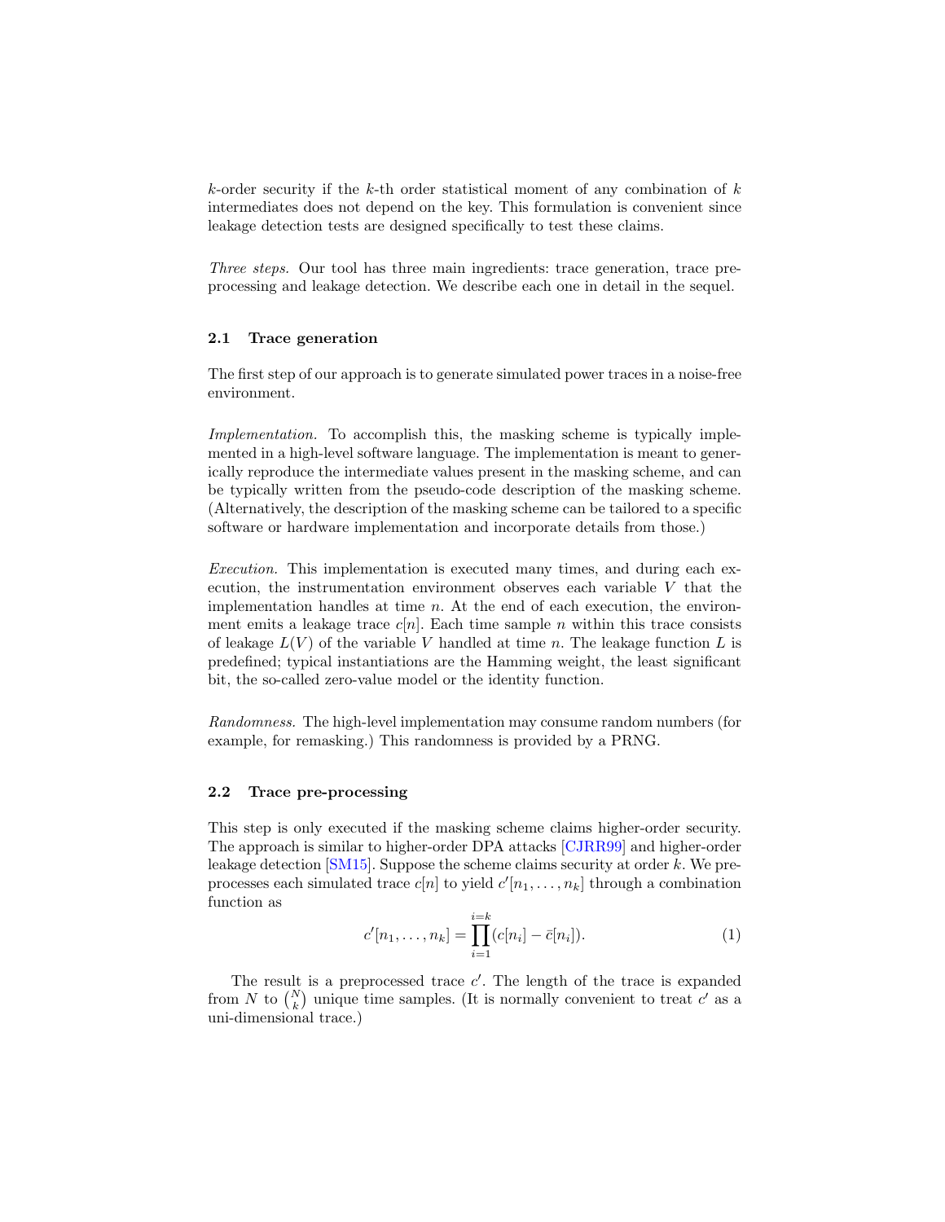$k$-order security if the $k$-th order statistical moment of any combination of $k$ intermediates does not depend on the key. This formulation is convenient since leakage detection tests are designed specifically to test these claims.

*Three steps.* Our tool has three main ingredients: trace generation, trace pre-processing and leakage detection. We describe each one in detail in the sequel.

### 2.1 Trace generation

The first step of our approach is to generate simulated power traces in a noise-free environment.

*Implementation.* To accomplish this, the masking scheme is typically implemented in a high-level software language. The implementation is meant to generically reproduce the intermediate values present in the masking scheme, and can be typically written from the pseudo-code description of the masking scheme. (Alternatively, the description of the masking scheme can be tailored to a specific software or hardware implementation and incorporate details from those.)

*Execution.* This implementation is executed many times, and during each execution, the instrumentation environment observes each variable $V$ that the implementation handles at time $n$. At the end of each execution, the environment emits a leakage trace $c[n]$. Each time sample $n$ within this trace consists of leakage $L(V)$ of the variable $V$ handled at time $n$. The leakage function $L$ is predefined; typical instantiations are the Hamming weight, the least significant bit, the so-called zero-value model or the identity function.

*Randomness.* The high-level implementation may consume random numbers (for example, for remasking.) This randomness is provided by a PRNG.

### 2.2 Trace pre-processing

This step is only executed if the masking scheme claims higher-order security. The approach is similar to higher-order DPA attacks [CJRR99] and higher-order leakage detection [SM15]. Suppose the scheme claims security at order $k$. We pre-processes each simulated trace $c[n]$ to yield $c'[n_1, \ldots, n_k]$ through a combination function as

$$c'[n_1, \ldots, n_k] = \prod_{i=1}^{i=k} (c[n_i] - \bar{c}[n_i]). \tag{1}$$

The result is a preprocessed trace $c'$. The length of the trace is expanded from $N$ to $\binom{N}{k}$ unique time samples. (It is normally convenient to treat $c'$ as a uni-dimensional trace.)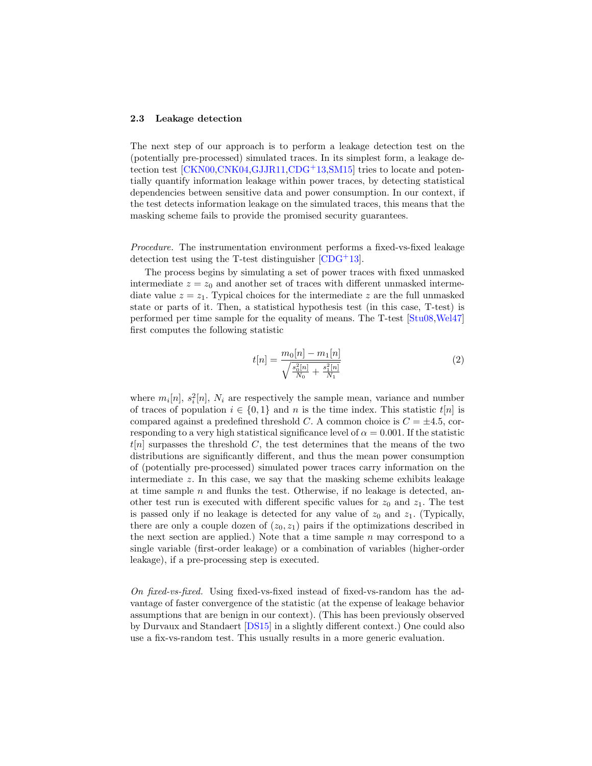### 2.3 Leakage detection

The next step of our approach is to perform a leakage detection test on the (potentially pre-processed) simulated traces. In its simplest form, a leakage detection test [CKN00,CNK04,GJJR11,CDG+13,SM15] tries to locate and potentially quantify information leakage within power traces, by detecting statistical dependencies between sensitive data and power consumption. In our context, if the test detects information leakage on the simulated traces, this means that the masking scheme fails to provide the promised security guarantees.

*Procedure.* The instrumentation environment performs a fixed-vs-fixed leakage detection test using the T-test distinguisher [CDG+13].

The process begins by simulating a set of power traces with fixed unmasked intermediate $z = z_0$ and another set of traces with different unmasked intermediate value $z = z_1$. Typical choices for the intermediate $z$ are the full unmasked state or parts of it. Then, a statistical hypothesis test (in this case, T-test) is performed per time sample for the equality of means. The T-test [Stu08,Wel47] first computes the following statistic

$$t[n] = \frac{m_0[n] - m_1[n]}{\sqrt{\frac{s_0^2[n]}{N_0} + \frac{s_1^2[n]}{N_1}}} \tag{2}$$

where $m_i[n]$, $s_i^2[n]$, $N_i$ are respectively the sample mean, variance and number of traces of population $i \in \{0, 1\}$ and $n$ is the time index. This statistic $t[n]$ is compared against a predefined threshold $C$. A common choice is $C = \pm 4.5$, corresponding to a very high statistical significance level of $\alpha = 0.001$. If the statistic $t[n]$ surpasses the threshold $C$, the test determines that the means of the two distributions are significantly different, and thus the mean power consumption of (potentially pre-processed) simulated power traces carry information on the intermediate $z$. In this case, we say that the masking scheme exhibits leakage at time sample $n$ and flunks the test. Otherwise, if no leakage is detected, another test run is executed with different specific values for $z_0$ and $z_1$. The test is passed only if no leakage is detected for any value of $z_0$ and $z_1$. (Typically, there are only a couple dozen of $(z_0, z_1)$ pairs if the optimizations described in the next section are applied.) Note that a time sample $n$ may correspond to a single variable (first-order leakage) or a combination of variables (higher-order leakage), if a pre-processing step is executed.

*On fixed-vs-fixed.* Using fixed-vs-fixed instead of fixed-vs-random has the advantage of faster convergence of the statistic (at the expense of leakage behavior assumptions that are benign in our context). (This has been previously observed by Durvaux and Standaert [DS15] in a slightly different context.) One could also use a fix-vs-random test. This usually results in a more generic evaluation.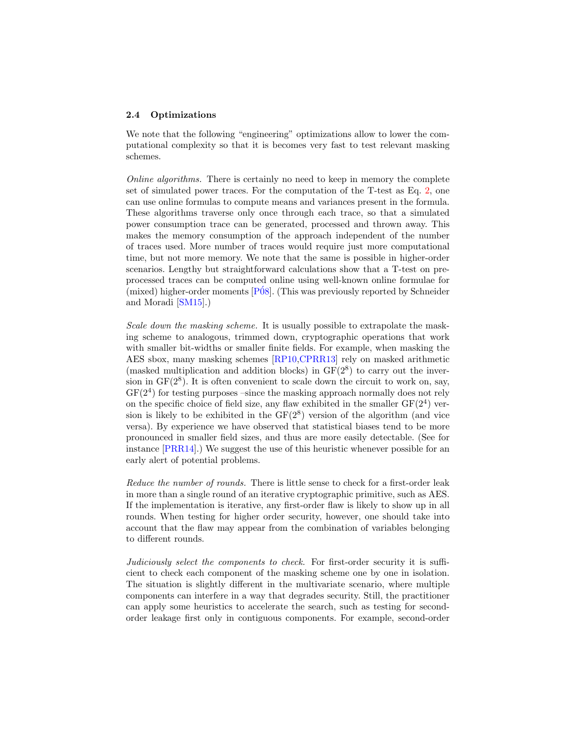### 2.4 Optimizations

We note that the following "engineering" optimizations allow to lower the computational complexity so that it is becomes very fast to test relevant masking schemes.

*Online algorithms.* There is certainly no need to keep in memory the complete set of simulated power traces. For the computation of the T-test as Eq. 2, one can use online formulas to compute means and variances present in the formula. These algorithms traverse only once through each trace, so that a simulated power consumption trace can be generated, processed and thrown away. This makes the memory consumption of the approach independent of the number of traces used. More number of traces would require just more computational time, but not more memory. We note that the same is possible in higher-order scenarios. Lengthy but straightforward calculations show that a T-test on preprocessed traces can be computed online using well-known online formulae for (mixed) higher-order moments [Pó8]. (This was previously reported by Schneider and Moradi [SM15].)

*Scale down the masking scheme.* It is usually possible to extrapolate the masking scheme to analogous, trimmed down, cryptographic operations that work with smaller bit-widths or smaller finite fields. For example, when masking the AES sbox, many masking schemes [RP10,CPRR13] rely on masked arithmetic (masked multiplication and addition blocks) in $\mathrm{GF}(2^8)$ to carry out the inversion in $\mathrm{GF}(2^8)$. It is often convenient to scale down the circuit to work on, say, $\mathrm{GF}(2^4)$ for testing purposes –since the masking approach normally does not rely on the specific choice of field size, any flaw exhibited in the smaller $\mathrm{GF}(2^4)$ version is likely to be exhibited in the $\mathrm{GF}(2^8)$ version of the algorithm (and vice versa). By experience we have observed that statistical biases tend to be more pronounced in smaller field sizes, and thus are more easily detectable. (See for instance [PRR14].) We suggest the use of this heuristic whenever possible for an early alert of potential problems.

*Reduce the number of rounds.* There is little sense to check for a first-order leak in more than a single round of an iterative cryptographic primitive, such as AES. If the implementation is iterative, any first-order flaw is likely to show up in all rounds. When testing for higher order security, however, one should take into account that the flaw may appear from the combination of variables belonging to different rounds.

*Judiciously select the components to check.* For first-order security it is sufficient to check each component of the masking scheme one by one in isolation. The situation is slightly different in the multivariate scenario, where multiple components can interfere in a way that degrades security. Still, the practitioner can apply some heuristics to accelerate the search, such as testing for second-order leakage first only in contiguous components. For example, second-order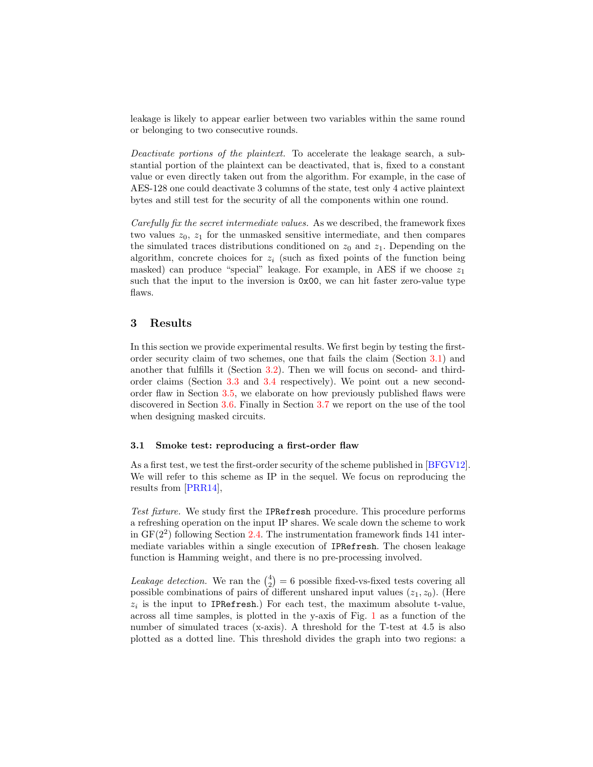leakage is likely to appear earlier between two variables within the same round or belonging to two consecutive rounds.

*Deactivate portions of the plaintext.* To accelerate the leakage search, a substantial portion of the plaintext can be deactivated, that is, fixed to a constant value or even directly taken out from the algorithm. For example, in the case of AES-128 one could deactivate 3 columns of the state, test only 4 active plaintext bytes and still test for the security of all the components within one round.

*Carefully fix the secret intermediate values.* As we described, the framework fixes two values $z_0$, $z_1$ for the unmasked sensitive intermediate, and then compares the simulated traces distributions conditioned on $z_0$ and $z_1$. Depending on the algorithm, concrete choices for $z_i$ (such as fixed points of the function being masked) can produce "special" leakage. For example, in AES if we choose $z_1$ such that the input to the inversion is `0x00`, we can hit faster zero-value type flaws.

## 3 Results

In this section we provide experimental results. We first begin by testing the first-order security claim of two schemes, one that fails the claim (Section 3.1) and another that fulfills it (Section 3.2). Then we will focus on second- and third-order claims (Section 3.3 and 3.4 respectively). We point out a new second-order flaw in Section 3.5, we elaborate on how previously published flaws were discovered in Section 3.6. Finally in Section 3.7 we report on the use of the tool when designing masked circuits.

### 3.1 Smoke test: reproducing a first-order flaw

As a first test, we test the first-order security of the scheme published in [BFGV12]. We will refer to this scheme as IP in the sequel. We focus on reproducing the results from [PRR14],

*Test fixture.* We study first the `IPRefresh` procedure. This procedure performs a refreshing operation on the input IP shares. We scale down the scheme to work in GF($2^2$) following Section 2.4. The instrumentation framework finds 141 intermediate variables within a single execution of `IPRefresh`. The chosen leakage function is Hamming weight, and there is no pre-processing involved.

*Leakage detection.* We ran the $\binom{4}{2} = 6$ possible fixed-vs-fixed tests covering all possible combinations of pairs of different unshared input values $(z_1, z_0)$. (Here $z_i$ is the input to `IPRefresh`.) For each test, the maximum absolute t-value, across all time samples, is plotted in the y-axis of Fig. 1 as a function of the number of simulated traces (x-axis). A threshold for the T-test at 4.5 is also plotted as a dotted line. This threshold divides the graph into two regions: a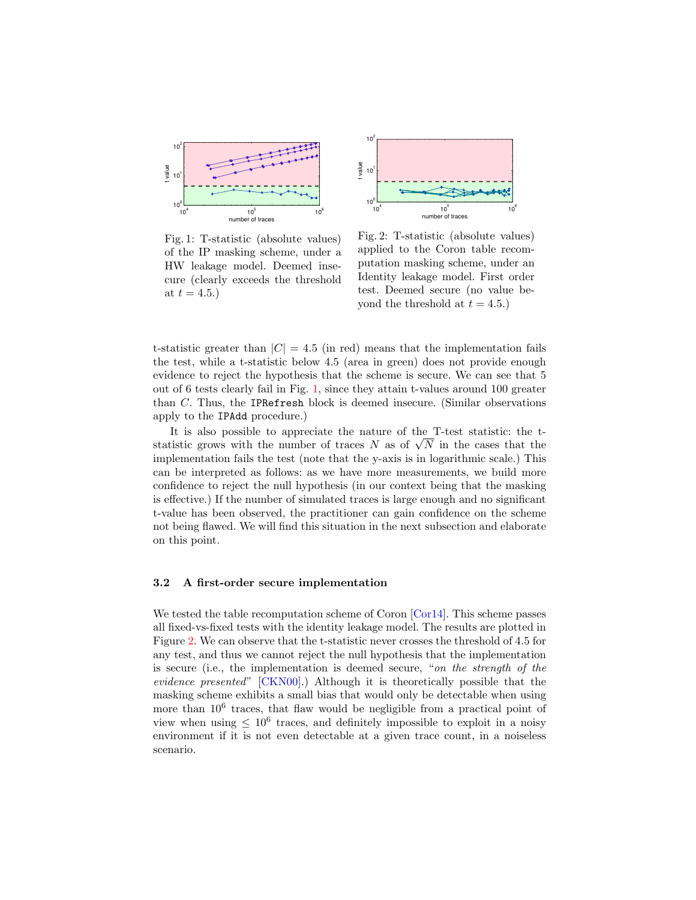Fig. 1: T-statistic (absolute values) of the IP masking scheme, under a HW leakage model. Deemed insecure (clearly exceeds the threshold at $t = 4.5$.)

Fig. 2: T-statistic (absolute values) applied to the Coron table recomputation masking scheme, under an Identity leakage model. First order test. Deemed secure (no value beyond the threshold at $t = 4.5$.)

t-statistic greater than $|C| = 4.5$ (in red) means that the implementation fails the test, while a t-statistic below 4.5 (area in green) does not provide enough evidence to reject the hypothesis that the scheme is secure. We can see that 5 out of 6 tests clearly fail in Fig. 1, since they attain t-values around 100 greater than $C$. Thus, the `IPRefresh` block is deemed insecure. (Similar observations apply to the `IPAdd` procedure.)

It is also possible to appreciate the nature of the T-test statistic: the t-statistic grows with the number of traces $N$ as of $\sqrt{N}$ in the cases that the implementation fails the test (note that the y-axis is in logarithmic scale.) This can be interpreted as follows: as we have more measurements, we build more confidence to reject the null hypothesis (in our context being that the masking is effective.) If the number of simulated traces is large enough and no significant t-value has been observed, the practitioner can gain confidence on the scheme not being flawed. We will find this situation in the next subsection and elaborate on this point.

### 3.2 A first-order secure implementation

We tested the table recomputation scheme of Coron [Cor14]. This scheme passes all fixed-vs-fixed tests with the identity leakage model. The results are plotted in Figure 2. We can observe that the t-statistic never crosses the threshold of 4.5 for any test, and thus we cannot reject the null hypothesis that the implementation is secure (i.e., the implementation is deemed secure, "*on the strength of the evidence presented*" [CKN00].) Although it is theoretically possible that the masking scheme exhibits a small bias that would only be detectable when using more than $10^6$ traces, that flaw would be negligible from a practical point of view when using $\leq 10^6$ traces, and definitely impossible to exploit in a noisy environment if it is not even detectable at a given trace count, in a noiseless scenario.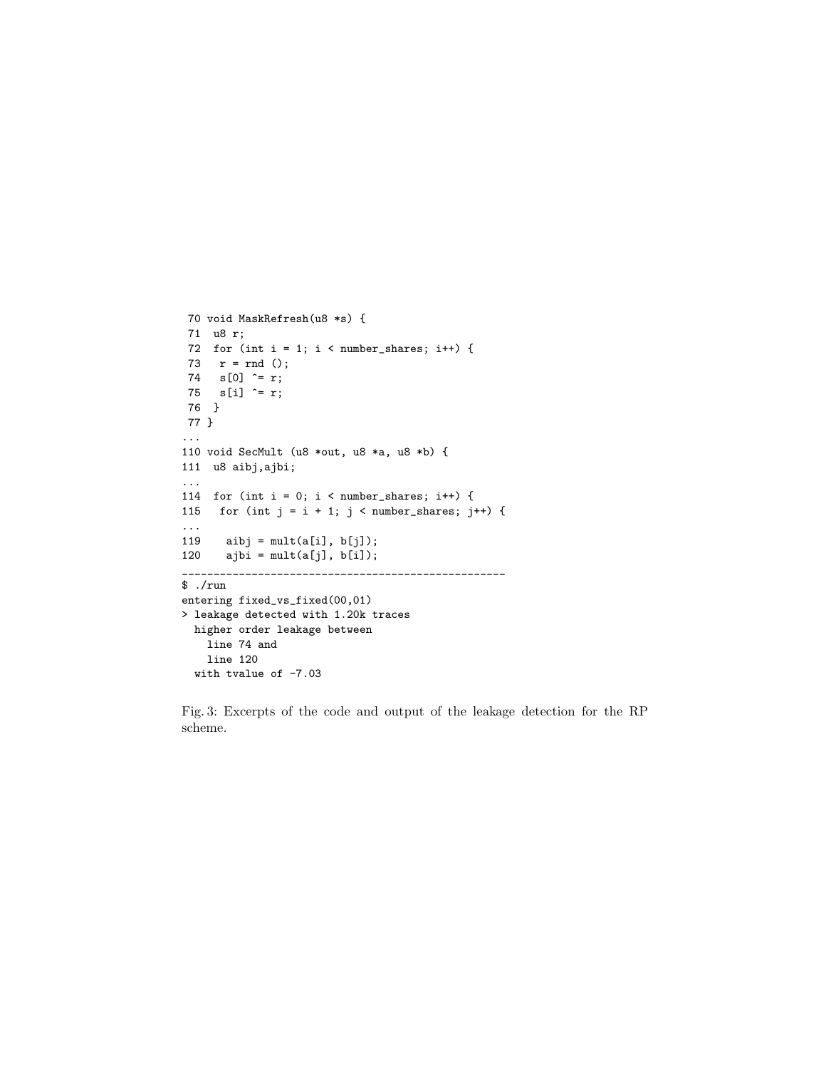```
 70 void MaskRefresh(u8 *s) {
 71  u8 r;
 72  for (int i = 1; i < number_shares; i++) {
 73   r = rnd ();
 74   s[0] ^= r;
 75   s[i] ^= r;
 76  }
 77 }
...
110 void SecMult (u8 *out, u8 *a, u8 *b) {
111  u8 aibj,ajbi;
...
114  for (int i = 0; i < number_shares; i++) {
115   for (int j = i + 1; j < number_shares; j++) {
...
119    aibj = mult(a[i], b[j]);
120    ajbi = mult(a[j], b[i]);
---------------------------------------------------
$ ./run
entering fixed_vs_fixed(00,01)
> leakage detected with 1.20k traces
  higher order leakage between
    line 74 and
    line 120
  with tvalue of -7.03
```

Fig. 3: Excerpts of the code and output of the leakage detection for the RP scheme.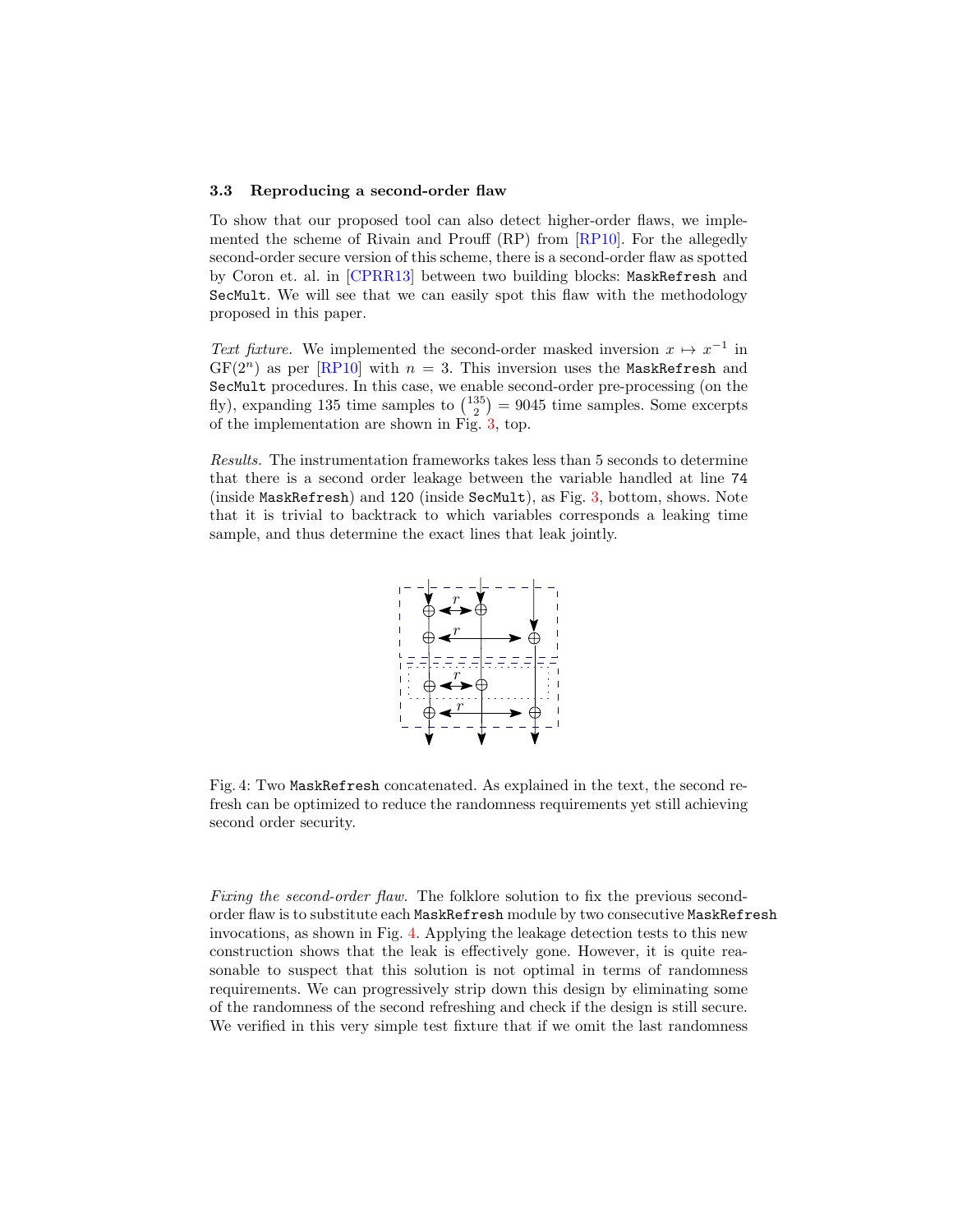### 3.3 Reproducing a second-order flaw

To show that our proposed tool can also detect higher-order flaws, we implemented the scheme of Rivain and Prouff (RP) from [RP10]. For the allegedly second-order secure version of this scheme, there is a second-order flaw as spotted by Coron et. al. in [CPRR13] between two building blocks: `MaskRefresh` and `SecMult`. We will see that we can easily spot this flaw with the methodology proposed in this paper.

*Text fixture.* We implemented the second-order masked inversion $x \mapsto x^{-1}$ in $\mathrm{GF}(2^n)$ as per [RP10] with $n = 3$. This inversion uses the `MaskRefresh` and `SecMult` procedures. In this case, we enable second-order pre-processing (on the fly), expanding 135 time samples to $\binom{135}{2} = 9045$ time samples. Some excerpts of the implementation are shown in Fig. 3, top.

*Results.* The instrumentation frameworks takes less than 5 seconds to determine that there is a second order leakage between the variable handled at line `74` (inside `MaskRefresh`) and `120` (inside `SecMult`), as Fig. 3, bottom, shows. Note that it is trivial to backtrack to which variables corresponds a leaking time sample, and thus determine the exact lines that leak jointly.

Fig. 4: Two `MaskRefresh` concatenated. As explained in the text, the second refresh can be optimized to reduce the randomness requirements yet still achieving second order security.

*Fixing the second-order flaw.* The folklore solution to fix the previous second-order flaw is to substitute each `MaskRefresh` module by two consecutive `MaskRefresh` invocations, as shown in Fig. 4. Applying the leakage detection tests to this new construction shows that the leak is effectively gone. However, it is quite reasonable to suspect that this solution is not optimal in terms of randomness requirements. We can progressively strip down this design by eliminating some of the randomness of the second refreshing and check if the design is still secure. We verified in this very simple test fixture that if we omit the last randomness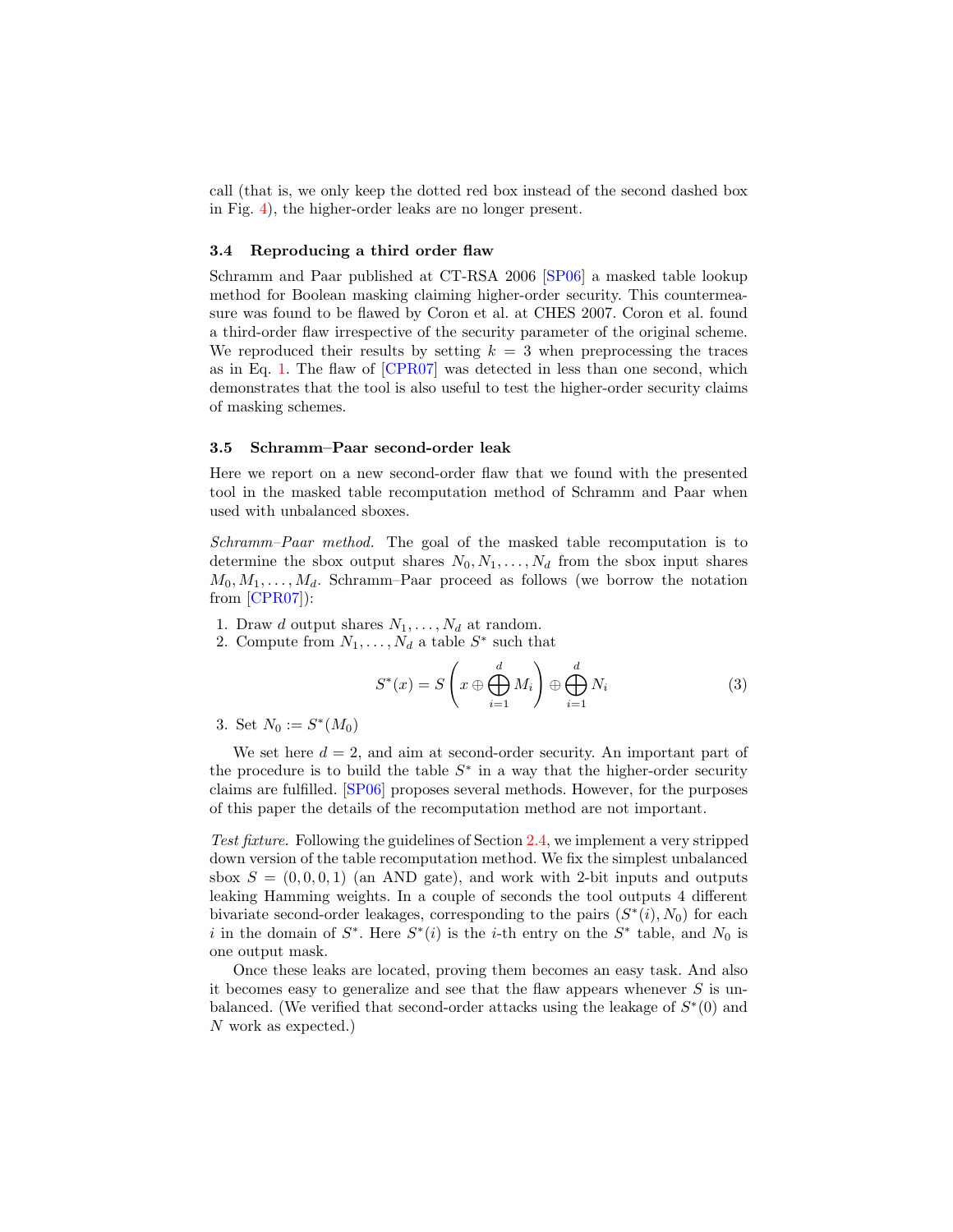call (that is, we only keep the dotted red box instead of the second dashed box in Fig. 4), the higher-order leaks are no longer present.

### 3.4 Reproducing a third order flaw

Schramm and Paar published at CT-RSA 2006 [SP06] a masked table lookup method for Boolean masking claiming higher-order security. This countermeasure was found to be flawed by Coron et al. at CHES 2007. Coron et al. found a third-order flaw irrespective of the security parameter of the original scheme. We reproduced their results by setting $k = 3$ when preprocessing the traces as in Eq. 1. The flaw of [CPR07] was detected in less than one second, which demonstrates that the tool is also useful to test the higher-order security claims of masking schemes.

### 3.5 Schramm–Paar second-order leak

Here we report on a new second-order flaw that we found with the presented tool in the masked table recomputation method of Schramm and Paar when used with unbalanced sboxes.

*Schramm–Paar method.* The goal of the masked table recomputation is to determine the sbox output shares $N_0, N_1, \ldots, N_d$ from the sbox input shares $M_0, M_1, \ldots, M_d$. Schramm–Paar proceed as follows (we borrow the notation from [CPR07]):

1. Draw $d$ output shares $N_1, \ldots, N_d$ at random.
2. Compute from $N_1, \ldots, N_d$ a table $S^*$ such that

$$S^*(x) = S\left(x \oplus \bigoplus_{i=1}^{d} M_i\right) \oplus \bigoplus_{i=1}^{d} N_i \tag{3}$$

3. Set $N_0 := S^*(M_0)$

We set here $d = 2$, and aim at second-order security. An important part of the procedure is to build the table $S^*$ in a way that the higher-order security claims are fulfilled. [SP06] proposes several methods. However, for the purposes of this paper the details of the recomputation method are not important.

*Test fixture.* Following the guidelines of Section 2.4, we implement a very stripped down version of the table recomputation method. We fix the simplest unbalanced sbox $S = (0, 0, 0, 1)$ (an AND gate), and work with 2-bit inputs and outputs leaking Hamming weights. In a couple of seconds the tool outputs 4 different bivariate second-order leakages, corresponding to the pairs $(S^*(i), N_0)$ for each $i$ in the domain of $S^*$. Here $S^*(i)$ is the $i$-th entry on the $S^*$ table, and $N_0$ is one output mask.

Once these leaks are located, proving them becomes an easy task. And also it becomes easy to generalize and see that the flaw appears whenever $S$ is unbalanced. (We verified that second-order attacks using the leakage of $S^*(0)$ and $N$ work as expected.)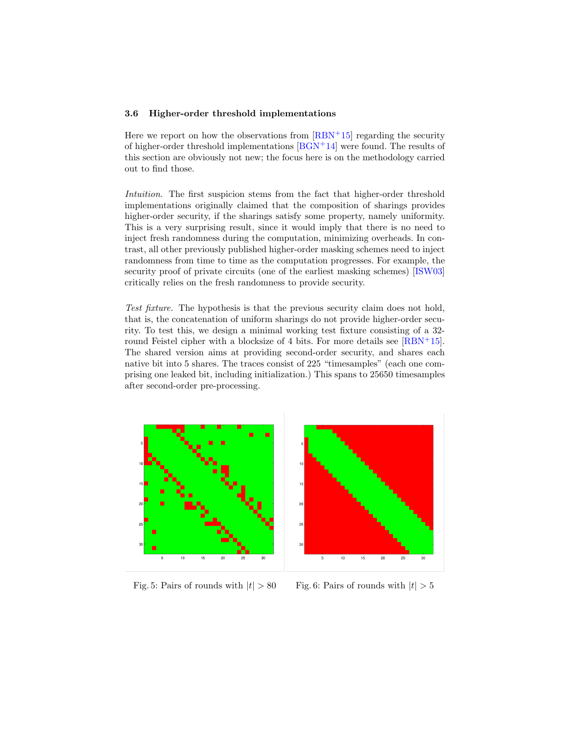### 3.6 Higher-order threshold implementations

Here we report on how the observations from [RBN+15] regarding the security of higher-order threshold implementations [BGN+14] were found. The results of this section are obviously not new; the focus here is on the methodology carried out to find those.

*Intuition.* The first suspicion stems from the fact that higher-order threshold implementations originally claimed that the composition of sharings provides higher-order security, if the sharings satisfy some property, namely uniformity. This is a very surprising result, since it would imply that there is no need to inject fresh randomness during the computation, minimizing overheads. In contrast, all other previously published higher-order masking schemes need to inject randomness from time to time as the computation progresses. For example, the security proof of private circuits (one of the earliest masking schemes) [ISW03] critically relies on the fresh randomness to provide security.

*Test fixture.* The hypothesis is that the previous security claim does not hold, that is, the concatenation of uniform sharings do not provide higher-order security. To test this, we design a minimal working test fixture consisting of a 32-round Feistel cipher with a blocksize of 4 bits. For more details see [RBN+15]. The shared version aims at providing second-order security, and shares each native bit into 5 shares. The traces consist of 225 "timesamples" (each one comprising one leaked bit, including initialization.) This spans to 25650 timesamples after second-order pre-processing.

Fig. 5: Pairs of rounds with $|t| > 80$

Fig. 6: Pairs of rounds with $|t| > 5$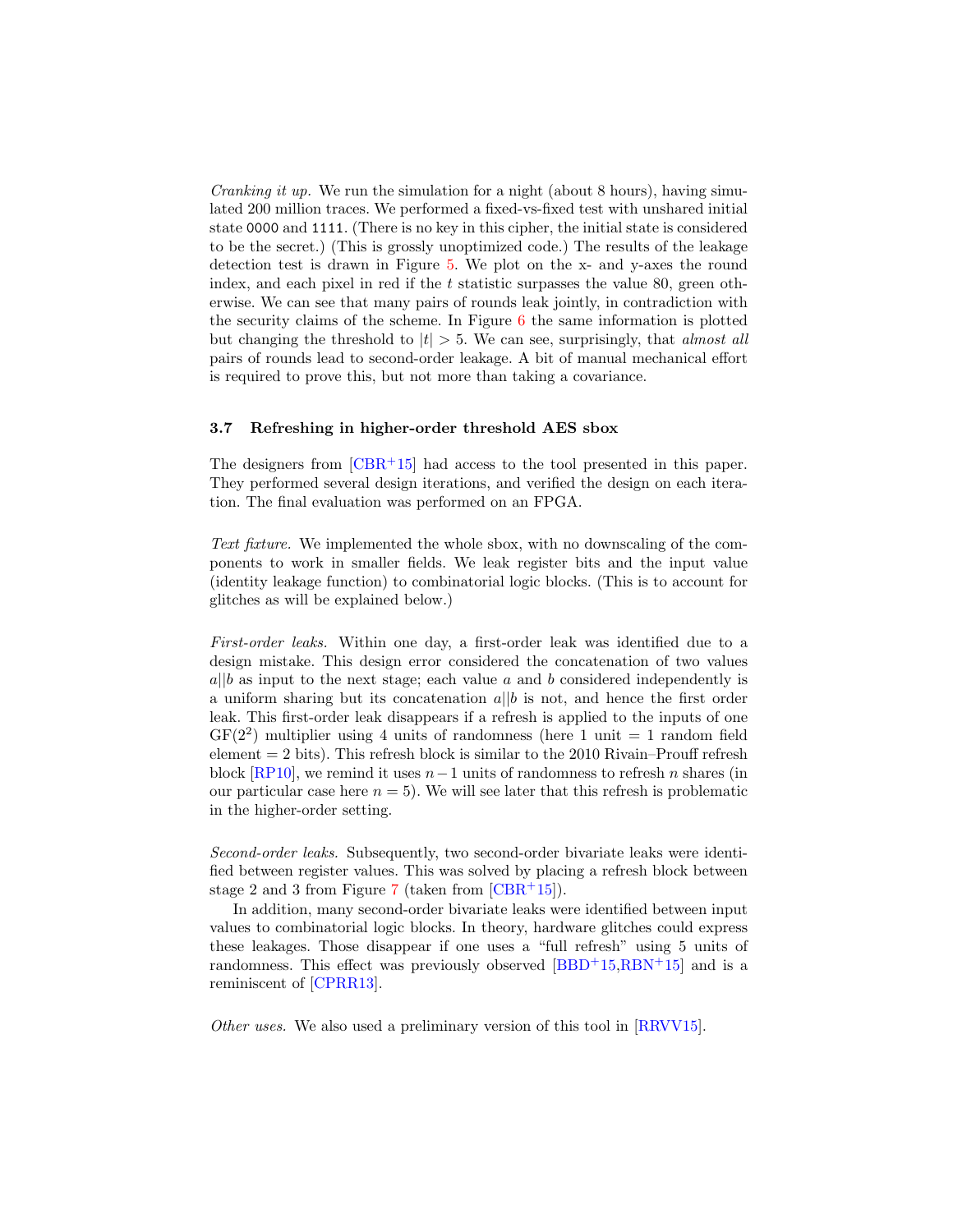*Cranking it up.* We run the simulation for a night (about 8 hours), having simulated 200 million traces. We performed a fixed-vs-fixed test with unshared initial state `0000` and `1111`. (There is no key in this cipher, the initial state is considered to be the secret.) (This is grossly unoptimized code.) The results of the leakage detection test is drawn in Figure 5. We plot on the x- and y-axes the round index, and each pixel in red if the $t$ statistic surpasses the value 80, green otherwise. We can see that many pairs of rounds leak jointly, in contradiction with the security claims of the scheme. In Figure 6 the same information is plotted but changing the threshold to $|t| > 5$. We can see, surprisingly, that *almost all* pairs of rounds lead to second-order leakage. A bit of manual mechanical effort is required to prove this, but not more than taking a covariance.

### 3.7 Refreshing in higher-order threshold AES sbox

The designers from [CBR+15] had access to the tool presented in this paper. They performed several design iterations, and verified the design on each iteration. The final evaluation was performed on an FPGA.

*Text fixture.* We implemented the whole sbox, with no downscaling of the components to work in smaller fields. We leak register bits and the input value (identity leakage function) to combinatorial logic blocks. (This is to account for glitches as will be explained below.)

*First-order leaks.* Within one day, a first-order leak was identified due to a design mistake. This design error considered the concatenation of two values $a||b$ as input to the next stage; each value $a$ and $b$ considered independently is a uniform sharing but its concatenation $a||b$ is not, and hence the first order leak. This first-order leak disappears if a refresh is applied to the inputs of one $\mathrm{GF}(2^2)$ multiplier using 4 units of randomness (here 1 unit = 1 random field element = 2 bits). This refresh block is similar to the 2010 Rivain–Prouff refresh block [RP10], we remind it uses $n-1$ units of randomness to refresh $n$ shares (in our particular case here $n = 5$). We will see later that this refresh is problematic in the higher-order setting.

*Second-order leaks.* Subsequently, two second-order bivariate leaks were identified between register values. This was solved by placing a refresh block between stage 2 and 3 from Figure 7 (taken from [CBR+15]).

In addition, many second-order bivariate leaks were identified between input values to combinatorial logic blocks. In theory, hardware glitches could express these leakages. Those disappear if one uses a "full refresh" using 5 units of randomness. This effect was previously observed [BBD+15,RBN+15] and is a reminiscent of [CPRR13].

*Other uses.* We also used a preliminary version of this tool in [RRVV15].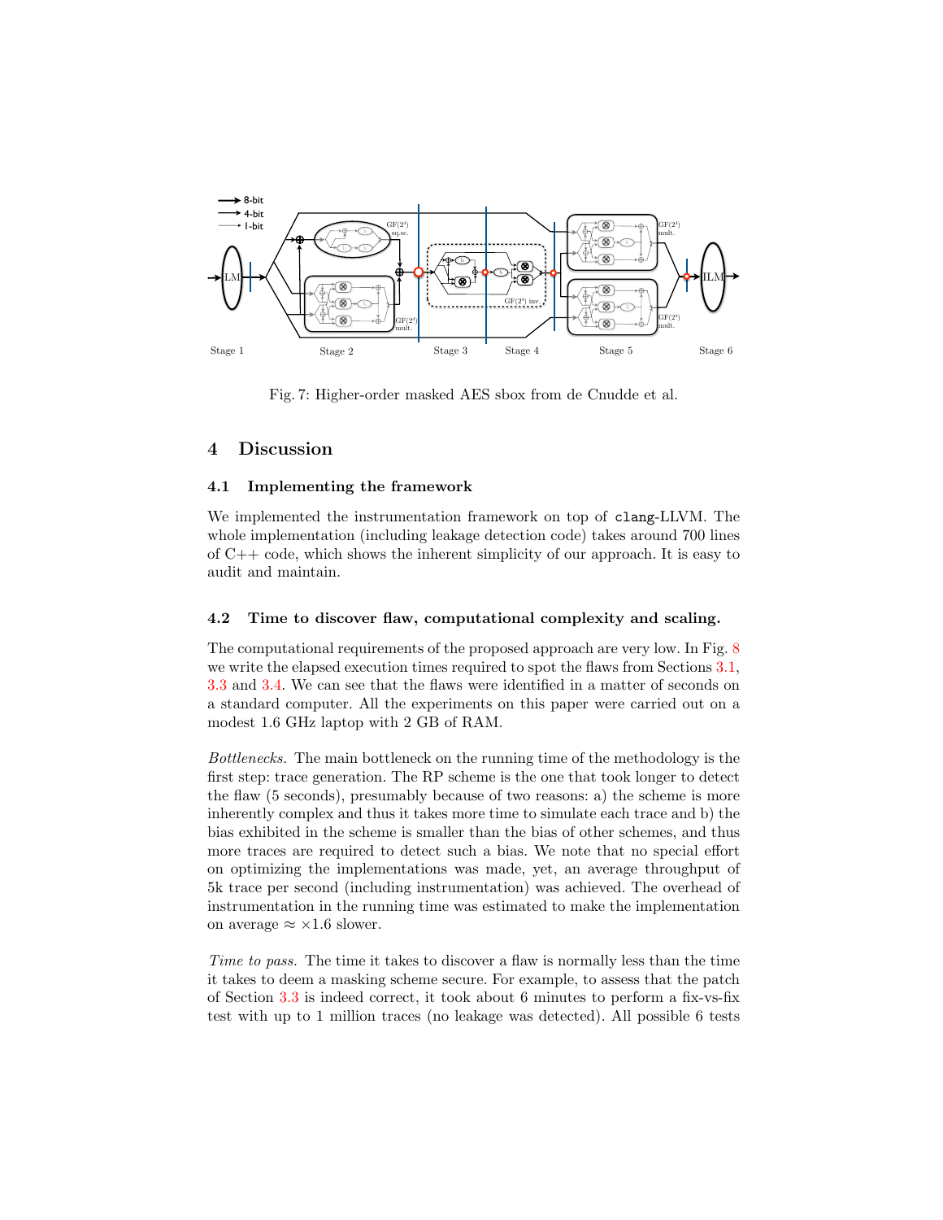Fig. 7: Higher-order masked AES sbox from de Cnudde et al.

## 4 Discussion

### 4.1 Implementing the framework

We implemented the instrumentation framework on top of `clang`-LLVM. The whole implementation (including leakage detection code) takes around 700 lines of C++ code, which shows the inherent simplicity of our approach. It is easy to audit and maintain.

### 4.2 Time to discover flaw, computational complexity and scaling.

The computational requirements of the proposed approach are very low. In Fig. 8 we write the elapsed execution times required to spot the flaws from Sections 3.1, 3.3 and 3.4. We can see that the flaws were identified in a matter of seconds on a standard computer. All the experiments on this paper were carried out on a modest 1.6 GHz laptop with 2 GB of RAM.

*Bottlenecks.* The main bottleneck on the running time of the methodology is the first step: trace generation. The RP scheme is the one that took longer to detect the flaw (5 seconds), presumably because of two reasons: a) the scheme is more inherently complex and thus it takes more time to simulate each trace and b) the bias exhibited in the scheme is smaller than the bias of other schemes, and thus more traces are required to detect such a bias. We note that no special effort on optimizing the implementations was made, yet, an average throughput of 5k trace per second (including instrumentation) was achieved. The overhead of instrumentation in the running time was estimated to make the implementation on average $\approx \times 1.6$ slower.

*Time to pass.* The time it takes to discover a flaw is normally less than the time it takes to deem a masking scheme secure. For example, to assess that the patch of Section 3.3 is indeed correct, it took about 6 minutes to perform a fix-vs-fix test with up to 1 million traces (no leakage was detected). All possible 6 tests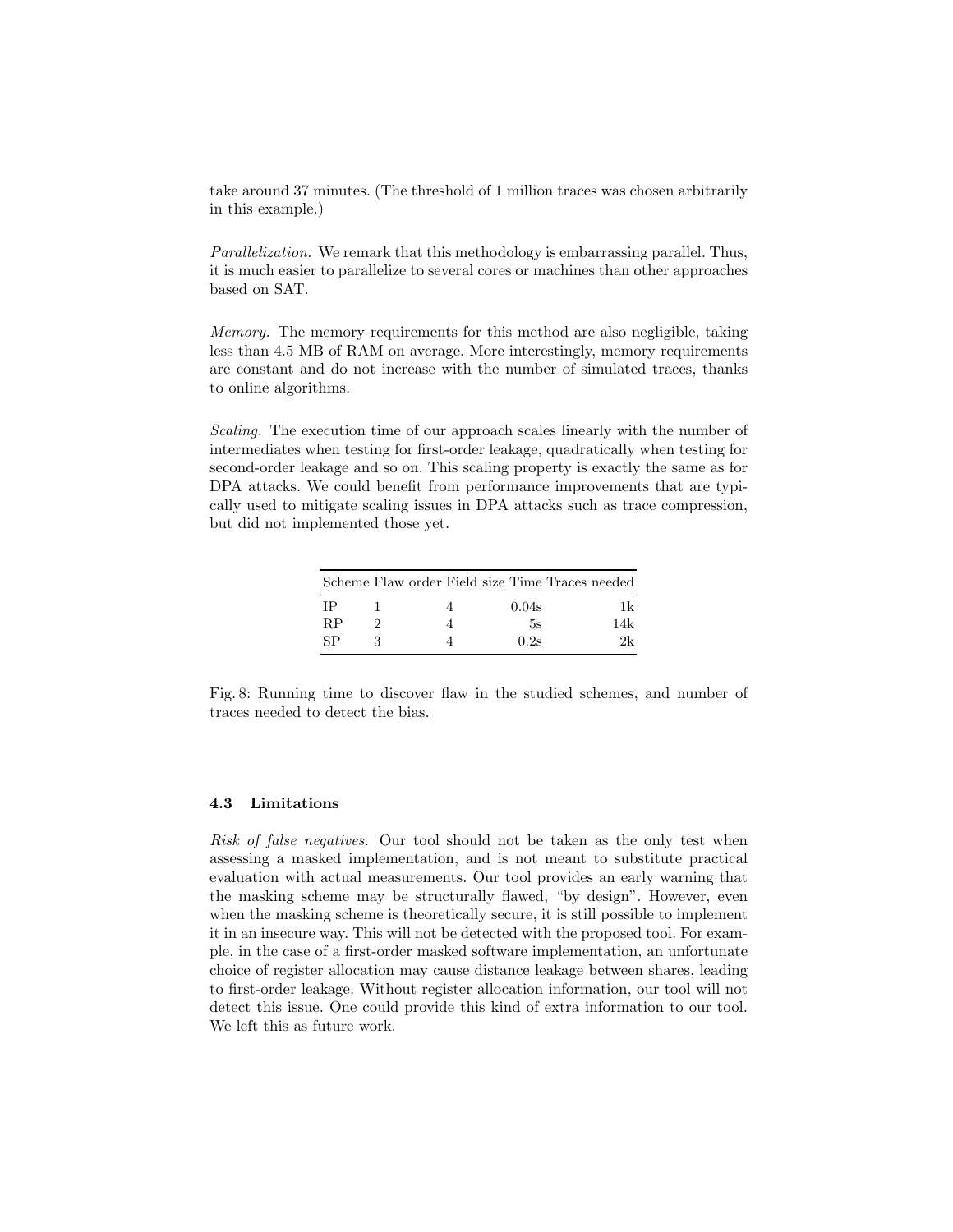take around 37 minutes. (The threshold of 1 million traces was chosen arbitrarily in this example.)

*Parallelization.* We remark that this methodology is embarrassing parallel. Thus, it is much easier to parallelize to several cores or machines than other approaches based on SAT.

*Memory.* The memory requirements for this method are also negligible, taking less than 4.5 MB of RAM on average. More interestingly, memory requirements are constant and do not increase with the number of simulated traces, thanks to online algorithms.

*Scaling.* The execution time of our approach scales linearly with the number of intermediates when testing for first-order leakage, quadratically when testing for second-order leakage and so on. This scaling property is exactly the same as for DPA attacks. We could benefit from performance improvements that are typically used to mitigate scaling issues in DPA attacks such as trace compression, but did not implemented those yet.

| Scheme | Flaw order | Field size | Time | Traces needed |
|---|---|---|---|---|
| IP | 1 | 4 | 0.04s | 1k |
| RP | 2 | 4 | 5s | 14k |
| SP | 3 | 4 | 0.2s | 2k |

Fig. 8: Running time to discover flaw in the studied schemes, and number of traces needed to detect the bias.

### 4.3 Limitations

*Risk of false negatives.* Our tool should not be taken as the only test when assessing a masked implementation, and is not meant to substitute practical evaluation with actual measurements. Our tool provides an early warning that the masking scheme may be structurally flawed, "by design". However, even when the masking scheme is theoretically secure, it is still possible to implement it in an insecure way. This will not be detected with the proposed tool. For example, in the case of a first-order masked software implementation, an unfortunate choice of register allocation may cause distance leakage between shares, leading to first-order leakage. Without register allocation information, our tool will not detect this issue. One could provide this kind of extra information to our tool. We left this as future work.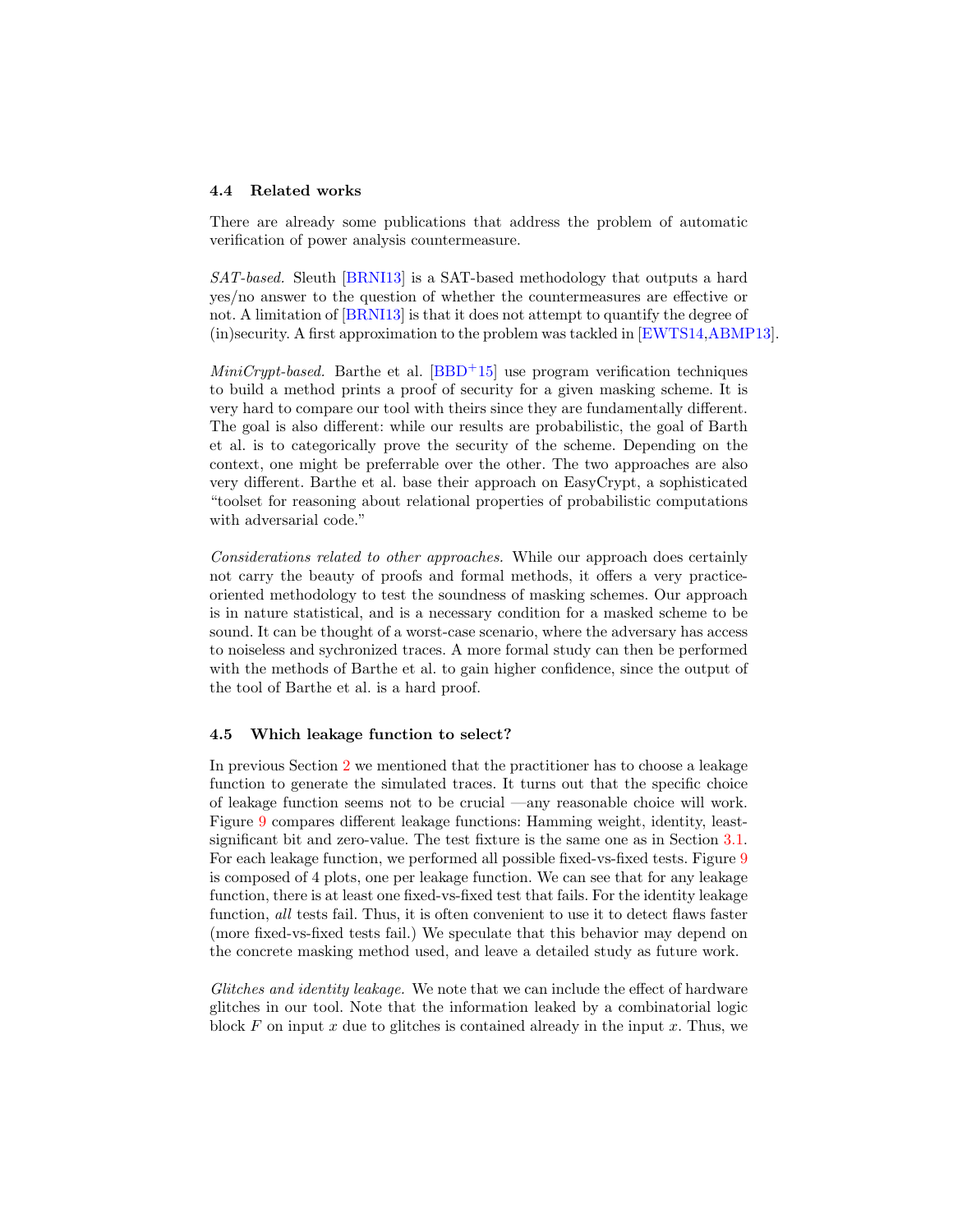### 4.4 Related works

There are already some publications that address the problem of automatic verification of power analysis countermeasure.

*SAT-based.* Sleuth [BRNI13] is a SAT-based methodology that outputs a hard yes/no answer to the question of whether the countermeasures are effective or not. A limitation of [BRNI13] is that it does not attempt to quantify the degree of (in)security. A first approximation to the problem was tackled in [EWTS14,ABMP13].

*MiniCrypt-based.* Barthe et al. [BBD+15] use program verification techniques to build a method prints a proof of security for a given masking scheme. It is very hard to compare our tool with theirs since they are fundamentally different. The goal is also different: while our results are probabilistic, the goal of Barth et al. is to categorically prove the security of the scheme. Depending on the context, one might be preferrable over the other. The two approaches are also very different. Barthe et al. base their approach on EasyCrypt, a sophisticated "toolset for reasoning about relational properties of probabilistic computations with adversarial code."

*Considerations related to other approaches.* While our approach does certainly not carry the beauty of proofs and formal methods, it offers a very practice-oriented methodology to test the soundness of masking schemes. Our approach is in nature statistical, and is a necessary condition for a masked scheme to be sound. It can be thought of a worst-case scenario, where the adversary has access to noiseless and sychronized traces. A more formal study can then be performed with the methods of Barthe et al. to gain higher confidence, since the output of the tool of Barthe et al. is a hard proof.

### 4.5 Which leakage function to select?

In previous Section 2 we mentioned that the practitioner has to choose a leakage function to generate the simulated traces. It turns out that the specific choice of leakage function seems not to be crucial —any reasonable choice will work. Figure 9 compares different leakage functions: Hamming weight, identity, least-significant bit and zero-value. The test fixture is the same one as in Section 3.1. For each leakage function, we performed all possible fixed-vs-fixed tests. Figure 9 is composed of 4 plots, one per leakage function. We can see that for any leakage function, there is at least one fixed-vs-fixed test that fails. For the identity leakage function, *all* tests fail. Thus, it is often convenient to use it to detect flaws faster (more fixed-vs-fixed tests fail.) We speculate that this behavior may depend on the concrete masking method used, and leave a detailed study as future work.

*Glitches and identity leakage.* We note that we can include the effect of hardware glitches in our tool. Note that the information leaked by a combinatorial logic block $F$ on input $x$ due to glitches is contained already in the input $x$. Thus, we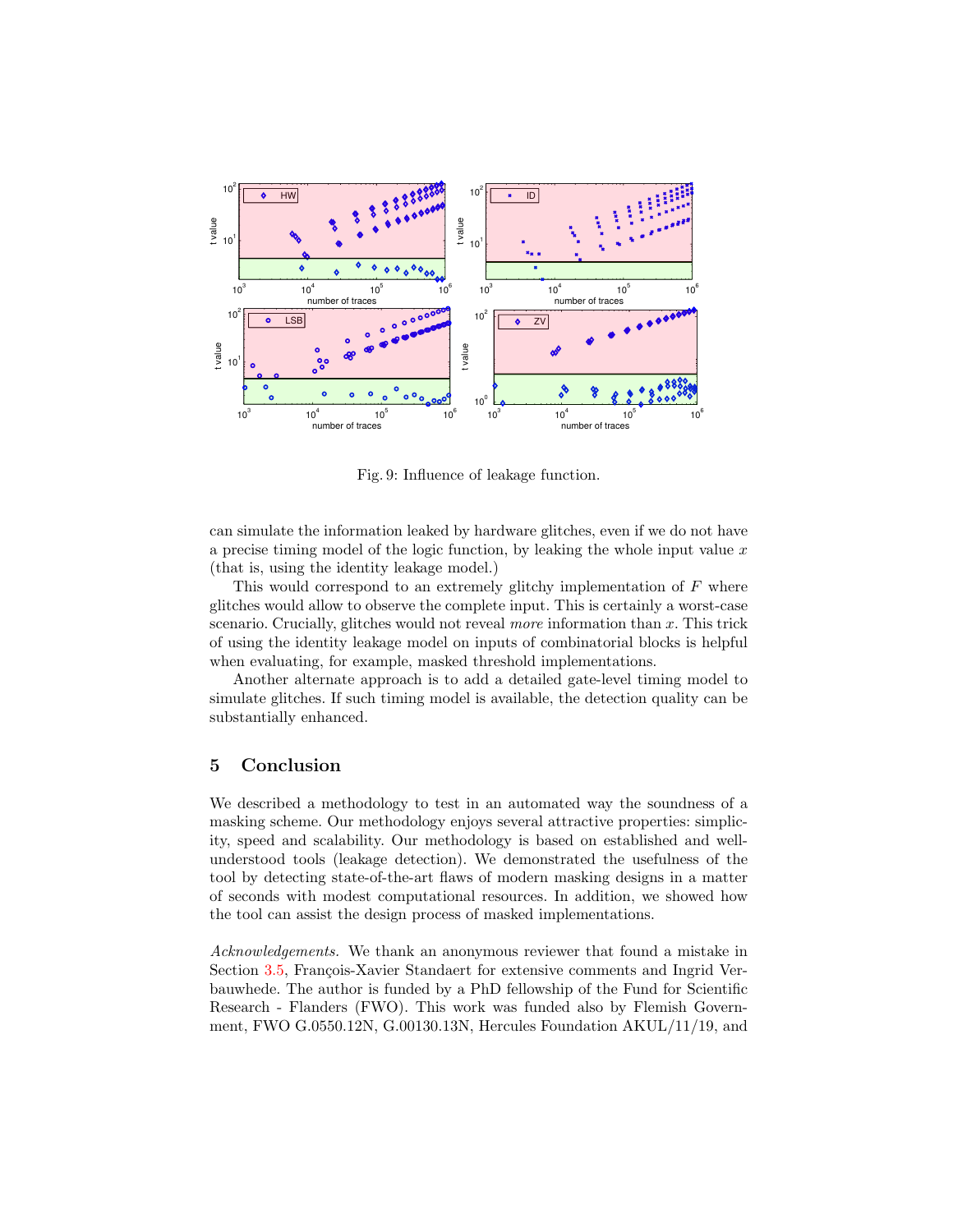Fig. 9: Influence of leakage function.

can simulate the information leaked by hardware glitches, even if we do not have a precise timing model of the logic function, by leaking the whole input value $x$ (that is, using the identity leakage model.)

This would correspond to an extremely glitchy implementation of $F$ where glitches would allow to observe the complete input. This is certainly a worst-case scenario. Crucially, glitches would not reveal *more* information than $x$. This trick of using the identity leakage model on inputs of combinatorial blocks is helpful when evaluating, for example, masked threshold implementations.

Another alternate approach is to add a detailed gate-level timing model to simulate glitches. If such timing model is available, the detection quality can be substantially enhanced.

## 5 Conclusion

We described a methodology to test in an automated way the soundness of a masking scheme. Our methodology enjoys several attractive properties: simplicity, speed and scalability. Our methodology is based on established and well-understood tools (leakage detection). We demonstrated the usefulness of the tool by detecting state-of-the-art flaws of modern masking designs in a matter of seconds with modest computational resources. In addition, we showed how the tool can assist the design process of masked implementations.

*Acknowledgements.* We thank an anonymous reviewer that found a mistake in Section 3.5, François-Xavier Standaert for extensive comments and Ingrid Verbauwhede. The author is funded by a PhD fellowship of the Fund for Scientific Research - Flanders (FWO). This work was funded also by Flemish Government, FWO G.0550.12N, G.00130.13N, Hercules Foundation AKUL/11/19, and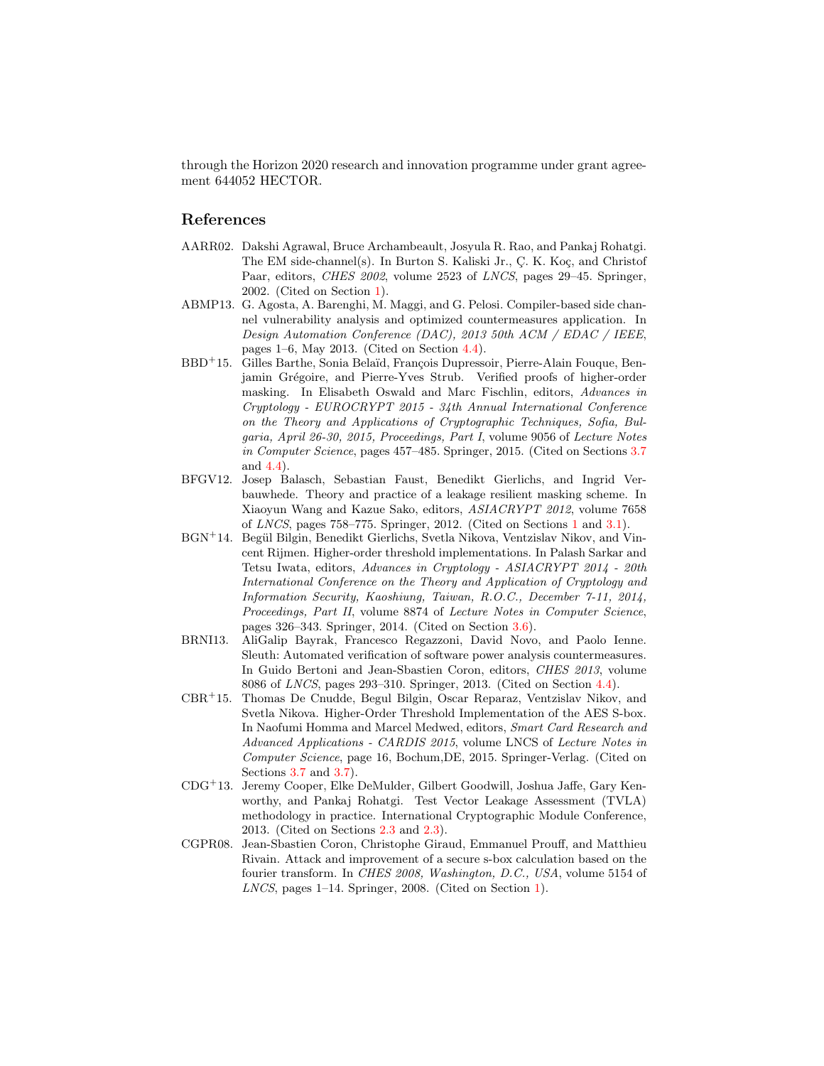through the Horizon 2020 research and innovation programme under grant agreement 644052 HECTOR.

## References

AARR02. Dakshi Agrawal, Bruce Archambeault, Josyula R. Rao, and Pankaj Rohatgi. The EM side-channel(s). In Burton S. Kaliski Jr., Ç. K. Koç, and Christof Paar, editors, *CHES 2002*, volume 2523 of *LNCS*, pages 29–45. Springer, 2002. (Cited on Section 1).

ABMP13. G. Agosta, A. Barenghi, M. Maggi, and G. Pelosi. Compiler-based side channel vulnerability analysis and optimized countermeasures application. In *Design Automation Conference (DAC), 2013 50th ACM / EDAC / IEEE*, pages 1–6, May 2013. (Cited on Section 4.4).

BBD+15. Gilles Barthe, Sonia Belaïd, François Dupressoir, Pierre-Alain Fouque, Benjamin Grégoire, and Pierre-Yves Strub. Verified proofs of higher-order masking. In Elisabeth Oswald and Marc Fischlin, editors, *Advances in Cryptology - EUROCRYPT 2015 - 34th Annual International Conference on the Theory and Applications of Cryptographic Techniques, Sofia, Bulgaria, April 26-30, 2015, Proceedings, Part I*, volume 9056 of *Lecture Notes in Computer Science*, pages 457–485. Springer, 2015. (Cited on Sections 3.7 and 4.4).

BFGV12. Josep Balasch, Sebastian Faust, Benedikt Gierlichs, and Ingrid Verbauwhede. Theory and practice of a leakage resilient masking scheme. In Xiaoyun Wang and Kazue Sako, editors, *ASIACRYPT 2012*, volume 7658 of *LNCS*, pages 758–775. Springer, 2012. (Cited on Sections 1 and 3.1).

BGN+14. Begül Bilgin, Benedikt Gierlichs, Svetla Nikova, Ventzislav Nikov, and Vincent Rijmen. Higher-order threshold implementations. In Palash Sarkar and Tetsu Iwata, editors, *Advances in Cryptology - ASIACRYPT 2014 - 20th International Conference on the Theory and Application of Cryptology and Information Security, Kaoshiung, Taiwan, R.O.C., December 7-11, 2014, Proceedings, Part II*, volume 8874 of *Lecture Notes in Computer Science*, pages 326–343. Springer, 2014. (Cited on Section 3.6).

BRNI13. AliGalip Bayrak, Francesco Regazzoni, David Novo, and Paolo Ienne. Sleuth: Automated verification of software power analysis countermeasures. In Guido Bertoni and Jean-Sbastien Coron, editors, *CHES 2013*, volume 8086 of *LNCS*, pages 293–310. Springer, 2013. (Cited on Section 4.4).

CBR+15. Thomas De Cnudde, Begul Bilgin, Oscar Reparaz, Ventzislav Nikov, and Svetla Nikova. Higher-Order Threshold Implementation of the AES S-box. In Naofumi Homma and Marcel Medwed, editors, *Smart Card Research and Advanced Applications - CARDIS 2015*, volume LNCS of *Lecture Notes in Computer Science*, page 16, Bochum,DE, 2015. Springer-Verlag. (Cited on Sections 3.7 and 3.7).

CDG+13. Jeremy Cooper, Elke DeMulder, Gilbert Goodwill, Joshua Jaffe, Gary Kenworthy, and Pankaj Rohatgi. Test Vector Leakage Assessment (TVLA) methodology in practice. International Cryptographic Module Conference, 2013. (Cited on Sections 2.3 and 2.3).

CGPR08. Jean-Sbastien Coron, Christophe Giraud, Emmanuel Prouff, and Matthieu Rivain. Attack and improvement of a secure s-box calculation based on the fourier transform. In *CHES 2008, Washington, D.C., USA*, volume 5154 of *LNCS*, pages 1–14. Springer, 2008. (Cited on Section 1).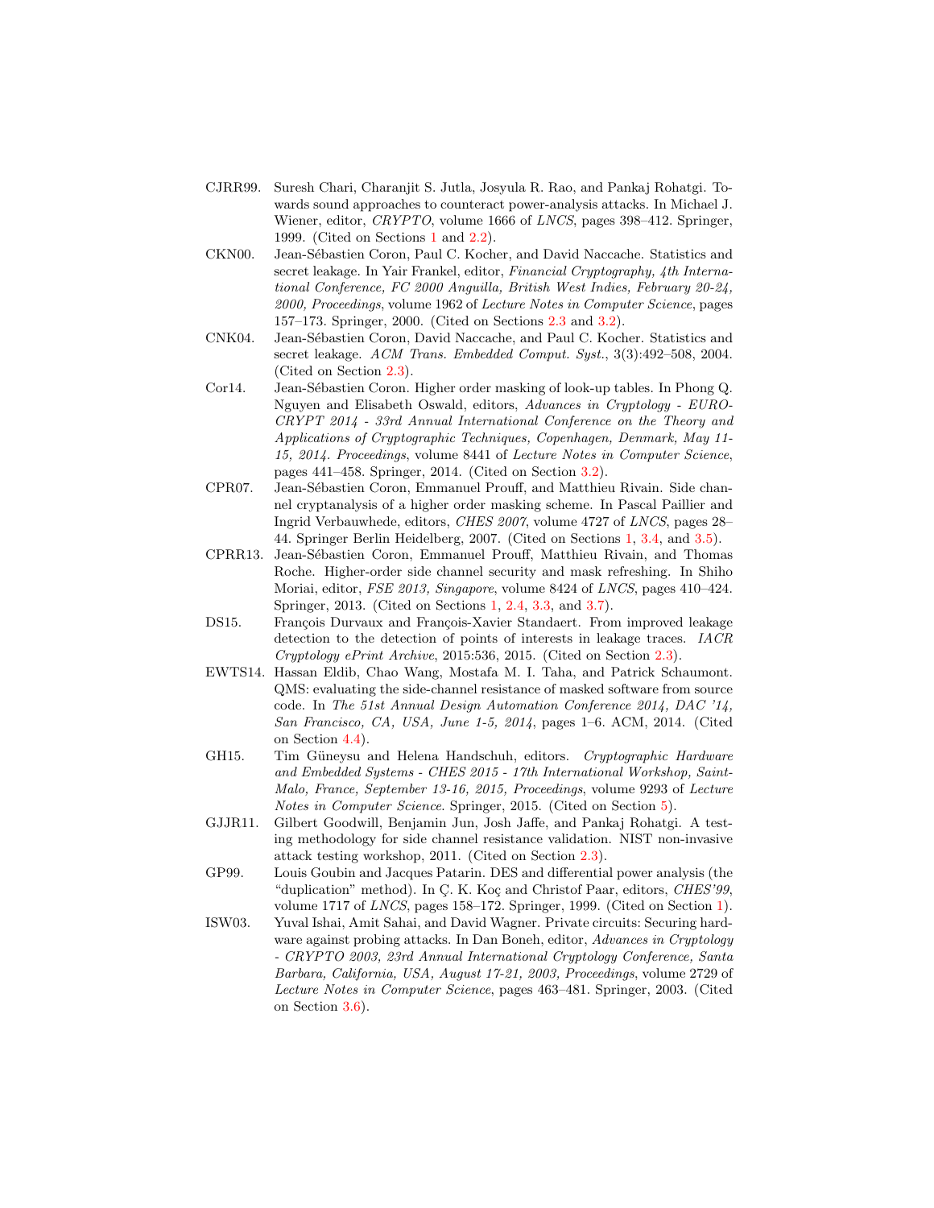CJRR99. Suresh Chari, Charanjit S. Jutla, Josyula R. Rao, and Pankaj Rohatgi. Towards sound approaches to counteract power-analysis attacks. In Michael J. Wiener, editor, *CRYPTO*, volume 1666 of *LNCS*, pages 398–412. Springer, 1999. (Cited on Sections 1 and 2.2).

CKN00. Jean-Sébastien Coron, Paul C. Kocher, and David Naccache. Statistics and secret leakage. In Yair Frankel, editor, *Financial Cryptography, 4th International Conference, FC 2000 Anguilla, British West Indies, February 20-24, 2000, Proceedings*, volume 1962 of *Lecture Notes in Computer Science*, pages 157–173. Springer, 2000. (Cited on Sections 2.3 and 3.2).

CNK04. Jean-Sébastien Coron, David Naccache, and Paul C. Kocher. Statistics and secret leakage. *ACM Trans. Embedded Comput. Syst.*, 3(3):492–508, 2004. (Cited on Section 2.3).

Cor14. Jean-Sébastien Coron. Higher order masking of look-up tables. In Phong Q. Nguyen and Elisabeth Oswald, editors, *Advances in Cryptology - EUROCRYPT 2014 - 33rd Annual International Conference on the Theory and Applications of Cryptographic Techniques, Copenhagen, Denmark, May 11-15, 2014. Proceedings*, volume 8441 of *Lecture Notes in Computer Science*, pages 441–458. Springer, 2014. (Cited on Section 3.2).

CPR07. Jean-Sébastien Coron, Emmanuel Prouff, and Matthieu Rivain. Side channel cryptanalysis of a higher order masking scheme. In Pascal Paillier and Ingrid Verbauwhede, editors, *CHES 2007*, volume 4727 of *LNCS*, pages 28–44. Springer Berlin Heidelberg, 2007. (Cited on Sections 1, 3.4, and 3.5).

CPRR13. Jean-Sébastien Coron, Emmanuel Prouff, Matthieu Rivain, and Thomas Roche. Higher-order side channel security and mask refreshing. In Shiho Moriai, editor, *FSE 2013, Singapore*, volume 8424 of *LNCS*, pages 410–424. Springer, 2013. (Cited on Sections 1, 2.4, 3.3, and 3.7).

DS15. François Durvaux and François-Xavier Standaert. From improved leakage detection to the detection of points of interests in leakage traces. *IACR Cryptology ePrint Archive*, 2015:536, 2015. (Cited on Section 2.3).

EWTS14. Hassan Eldib, Chao Wang, Mostafa M. I. Taha, and Patrick Schaumont. QMS: evaluating the side-channel resistance of masked software from source code. In *The 51st Annual Design Automation Conference 2014, DAC '14, San Francisco, CA, USA, June 1-5, 2014*, pages 1–6. ACM, 2014. (Cited on Section 4.4).

GH15. Tim Güneysu and Helena Handschuh, editors. *Cryptographic Hardware and Embedded Systems - CHES 2015 - 17th International Workshop, Saint-Malo, France, September 13-16, 2015, Proceedings*, volume 9293 of *Lecture Notes in Computer Science*. Springer, 2015. (Cited on Section 5).

GJJR11. Gilbert Goodwill, Benjamin Jun, Josh Jaffe, and Pankaj Rohatgi. A testing methodology for side channel resistance validation. NIST non-invasive attack testing workshop, 2011. (Cited on Section 2.3).

GP99. Louis Goubin and Jacques Patarin. DES and differential power analysis (the "duplication" method). In Ç. K. Koç and Christof Paar, editors, *CHES'99*, volume 1717 of *LNCS*, pages 158–172. Springer, 1999. (Cited on Section 1).

ISW03. Yuval Ishai, Amit Sahai, and David Wagner. Private circuits: Securing hardware against probing attacks. In Dan Boneh, editor, *Advances in Cryptology - CRYPTO 2003, 23rd Annual International Cryptology Conference, Santa Barbara, California, USA, August 17-21, 2003, Proceedings*, volume 2729 of *Lecture Notes in Computer Science*, pages 463–481. Springer, 2003. (Cited on Section 3.6).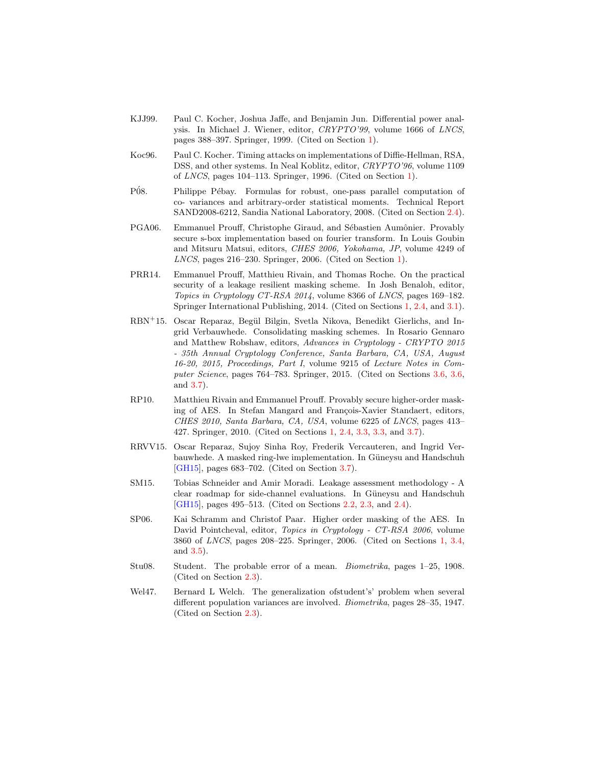KJJ99. Paul C. Kocher, Joshua Jaffe, and Benjamin Jun. Differential power analysis. In Michael J. Wiener, editor, *CRYPTO'99*, volume 1666 of *LNCS*, pages 388–397. Springer, 1999. (Cited on Section 1).

Koc96. Paul C. Kocher. Timing attacks on implementations of Diffie-Hellman, RSA, DSS, and other systems. In Neal Koblitz, editor, *CRYPTO'96*, volume 1109 of *LNCS*, pages 104–113. Springer, 1996. (Cited on Section 1).

P08́. Philippe Pébay. Formulas for robust, one-pass parallel computation of co- variances and arbitrary-order statistical moments. Technical Report SAND2008-6212, Sandia National Laboratory, 2008. (Cited on Section 2.4).

PGA06. Emmanuel Prouff, Christophe Giraud, and Sébastien Aumônier. Provably secure s-box implementation based on fourier transform. In Louis Goubin and Mitsuru Matsui, editors, *CHES 2006, Yokohama, JP*, volume 4249 of *LNCS*, pages 216–230. Springer, 2006. (Cited on Section 1).

PRR14. Emmanuel Prouff, Matthieu Rivain, and Thomas Roche. On the practical security of a leakage resilient masking scheme. In Josh Benaloh, editor, *Topics in Cryptology CT-RSA 2014*, volume 8366 of *LNCS*, pages 169–182. Springer International Publishing, 2014. (Cited on Sections 1, 2.4, and 3.1).

RBN+15. Oscar Reparaz, Begül Bilgin, Svetla Nikova, Benedikt Gierlichs, and Ingrid Verbauwhede. Consolidating masking schemes. In Rosario Gennaro and Matthew Robshaw, editors, *Advances in Cryptology - CRYPTO 2015 - 35th Annual Cryptology Conference, Santa Barbara, CA, USA, August 16-20, 2015, Proceedings, Part I*, volume 9215 of *Lecture Notes in Computer Science*, pages 764–783. Springer, 2015. (Cited on Sections 3.6, 3.6, and 3.7).

RP10. Matthieu Rivain and Emmanuel Prouff. Provably secure higher-order masking of AES. In Stefan Mangard and François-Xavier Standaert, editors, *CHES 2010, Santa Barbara, CA, USA*, volume 6225 of *LNCS*, pages 413–427. Springer, 2010. (Cited on Sections 1, 2.4, 3.3, 3.3, and 3.7).

RRVV15. Oscar Reparaz, Sujoy Sinha Roy, Frederik Vercauteren, and Ingrid Verbauwhede. A masked ring-lwe implementation. In Güneysu and Handschuh [GH15], pages 683–702. (Cited on Section 3.7).

SM15. Tobias Schneider and Amir Moradi. Leakage assessment methodology - A clear roadmap for side-channel evaluations. In Güneysu and Handschuh [GH15], pages 495–513. (Cited on Sections 2.2, 2.3, and 2.4).

SP06. Kai Schramm and Christof Paar. Higher order masking of the AES. In David Pointcheval, editor, *Topics in Cryptology - CT-RSA 2006*, volume 3860 of *LNCS*, pages 208–225. Springer, 2006. (Cited on Sections 1, 3.4, and 3.5).

Stu08. Student. The probable error of a mean. *Biometrika*, pages 1–25, 1908. (Cited on Section 2.3).

Wel47. Bernard L Welch. The generalization ofstudent's' problem when several different population variances are involved. *Biometrika*, pages 28–35, 1947. (Cited on Section 2.3).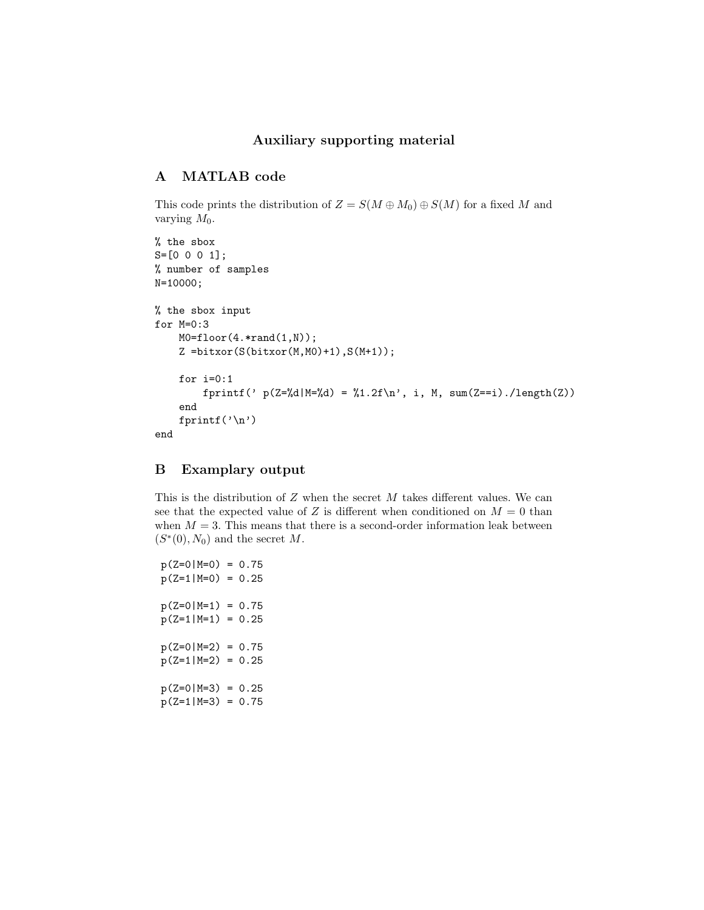# Auxiliary supporting material

## A MATLAB code

This code prints the distribution of $Z = S(M \oplus M_0) \oplus S(M)$ for a fixed $M$ and varying $M_0$.

```
% the sbox
S=[0 0 0 1];
% number of samples
N=10000;

% the sbox input
for M=0:3
    M0=floor(4.*rand(1,N));
    Z =bitxor(S(bitxor(M,M0)+1),S(M+1));

    for i=0:1
        fprintf(' p(Z=%d|M=%d) = %1.2f\n', i, M, sum(Z==i)./length(Z))
    end
    fprintf('\n')
end
```

## B Examplary output

This is the distribution of $Z$ when the secret $M$ takes different values. We can see that the expected value of $Z$ is different when conditioned on $M = 0$ than when $M = 3$. This means that there is a second-order information leak between $(S^*(0), N_0)$ and the secret $M$.

```
p(Z=0|M=0) = 0.75
p(Z=1|M=0) = 0.25

p(Z=0|M=1) = 0.75
p(Z=1|M=1) = 0.25

p(Z=0|M=2) = 0.75
p(Z=1|M=2) = 0.25

p(Z=0|M=3) = 0.25
p(Z=1|M=3) = 0.75
```